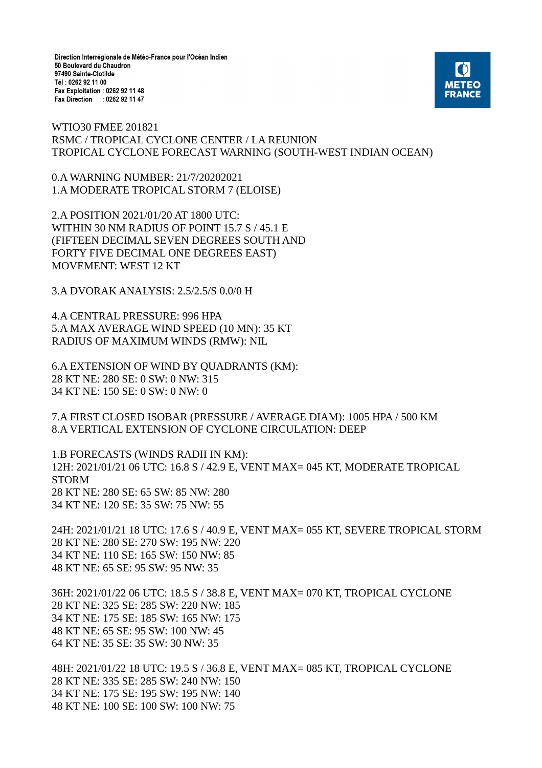Direction Interrégionale de Météo-France pour l'Océan Indien
50 Boulevard du Chaudron
97490 Sainte-Clotilde
Tél : 0262 92 11 00
Fax Exploitation : 0262 92 11 48
Fax Direction : 0262 92 11 47

METEO FRANCE

WTIO30 FMEE 201821
RSMC / TROPICAL CYCLONE CENTER / LA REUNION
TROPICAL CYCLONE FORECAST WARNING (SOUTH-WEST INDIAN OCEAN)

0.A WARNING NUMBER: 21/7/20202021
1.A MODERATE TROPICAL STORM 7 (ELOISE)

2.A POSITION 2021/01/20 AT 1800 UTC:
WITHIN 30 NM RADIUS OF POINT 15.7 S / 45.1 E
(FIFTEEN DECIMAL SEVEN DEGREES SOUTH AND
FORTY FIVE DECIMAL ONE DEGREES EAST)
MOVEMENT: WEST 12 KT

3.A DVORAK ANALYSIS: 2.5/2.5/S 0.0/0 H

4.A CENTRAL PRESSURE: 996 HPA
5.A MAX AVERAGE WIND SPEED (10 MN): 35 KT
RADIUS OF MAXIMUM WINDS (RMW): NIL

6.A EXTENSION OF WIND BY QUADRANTS (KM):
28 KT NE: 280 SE: 0 SW: 0 NW: 315
34 KT NE: 150 SE: 0 SW: 0 NW: 0

7.A FIRST CLOSED ISOBAR (PRESSURE / AVERAGE DIAM): 1005 HPA / 500 KM
8.A VERTICAL EXTENSION OF CYCLONE CIRCULATION: DEEP

1.B FORECASTS (WINDS RADII IN KM):
12H: 2021/01/21 06 UTC: 16.8 S / 42.9 E, VENT MAX= 045 KT, MODERATE TROPICAL STORM
28 KT NE: 280 SE: 65 SW: 85 NW: 280
34 KT NE: 120 SE: 35 SW: 75 NW: 55

24H: 2021/01/21 18 UTC: 17.6 S / 40.9 E, VENT MAX= 055 KT, SEVERE TROPICAL STORM
28 KT NE: 280 SE: 270 SW: 195 NW: 220
34 KT NE: 110 SE: 165 SW: 150 NW: 85
48 KT NE: 65 SE: 95 SW: 95 NW: 35

36H: 2021/01/22 06 UTC: 18.5 S / 38.8 E, VENT MAX= 070 KT, TROPICAL CYCLONE
28 KT NE: 325 SE: 285 SW: 220 NW: 185
34 KT NE: 175 SE: 185 SW: 165 NW: 175
48 KT NE: 65 SE: 95 SW: 100 NW: 45
64 KT NE: 35 SE: 35 SW: 30 NW: 35

48H: 2021/01/22 18 UTC: 19.5 S / 36.8 E, VENT MAX= 085 KT, TROPICAL CYCLONE
28 KT NE: 335 SE: 285 SW: 240 NW: 150
34 KT NE: 175 SE: 195 SW: 195 NW: 140
48 KT NE: 100 SE: 100 SW: 100 NW: 75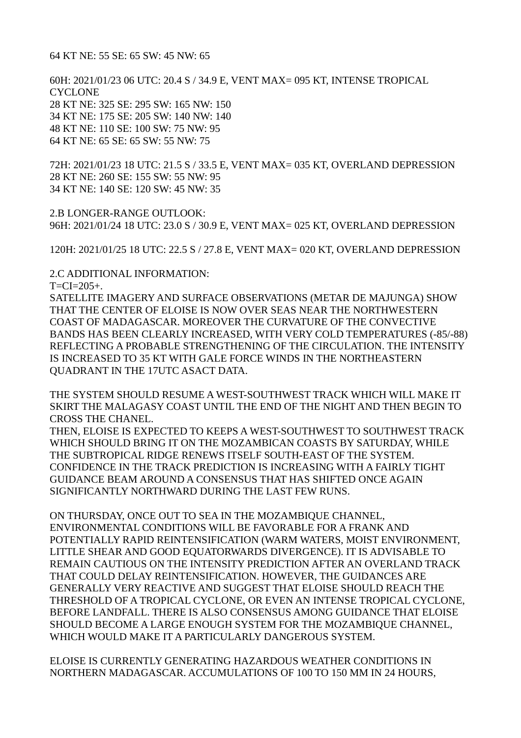64 KT NE: 55 SE: 65 SW: 45 NW: 65

60H: 2021/01/23 06 UTC: 20.4 S / 34.9 E, VENT MAX= 095 KT, INTENSE TROPICAL CYCLONE
28 KT NE: 325 SE: 295 SW: 165 NW: 150
34 KT NE: 175 SE: 205 SW: 140 NW: 140
48 KT NE: 110 SE: 100 SW: 75 NW: 95
64 KT NE: 65 SE: 65 SW: 55 NW: 75

72H: 2021/01/23 18 UTC: 21.5 S / 33.5 E, VENT MAX= 035 KT, OVERLAND DEPRESSION
28 KT NE: 260 SE: 155 SW: 55 NW: 95
34 KT NE: 140 SE: 120 SW: 45 NW: 35

2.B LONGER-RANGE OUTLOOK:
96H: 2021/01/24 18 UTC: 23.0 S / 30.9 E, VENT MAX= 025 KT, OVERLAND DEPRESSION

120H: 2021/01/25 18 UTC: 22.5 S / 27.8 E, VENT MAX= 020 KT, OVERLAND DEPRESSION

2.C ADDITIONAL INFORMATION:
T=CI=205+.
SATELLITE IMAGERY AND SURFACE OBSERVATIONS (METAR DE MAJUNGA) SHOW THAT THE CENTER OF ELOISE IS NOW OVER SEAS NEAR THE NORTHWESTERN COAST OF MADAGASCAR. MOREOVER THE CURVATURE OF THE CONVECTIVE BANDS HAS BEEN CLEARLY INCREASED, WITH VERY COLD TEMPERATURES (-85/-88) REFLECTING A PROBABLE STRENGTHENING OF THE CIRCULATION. THE INTENSITY IS INCREASED TO 35 KT WITH GALE FORCE WINDS IN THE NORTHEASTERN QUADRANT IN THE 17UTC ASACT DATA.

THE SYSTEM SHOULD RESUME A WEST-SOUTHWEST TRACK WHICH WILL MAKE IT SKIRT THE MALAGASY COAST UNTIL THE END OF THE NIGHT AND THEN BEGIN TO CROSS THE CHANEL.
THEN, ELOISE IS EXPECTED TO KEEPS A WEST-SOUTHWEST TO SOUTHWEST TRACK WHICH SHOULD BRING IT ON THE MOZAMBICAN COASTS BY SATURDAY, WHILE THE SUBTROPICAL RIDGE RENEWS ITSELF SOUTH-EAST OF THE SYSTEM. CONFIDENCE IN THE TRACK PREDICTION IS INCREASING WITH A FAIRLY TIGHT GUIDANCE BEAM AROUND A CONSENSUS THAT HAS SHIFTED ONCE AGAIN SIGNIFICANTLY NORTHWARD DURING THE LAST FEW RUNS.

ON THURSDAY, ONCE OUT TO SEA IN THE MOZAMBIQUE CHANNEL, ENVIRONMENTAL CONDITIONS WILL BE FAVORABLE FOR A FRANK AND POTENTIALLY RAPID REINTENSIFICATION (WARM WATERS, MOIST ENVIRONMENT, LITTLE SHEAR AND GOOD EQUATORWARDS DIVERGENCE). IT IS ADVISABLE TO REMAIN CAUTIOUS ON THE INTENSITY PREDICTION AFTER AN OVERLAND TRACK THAT COULD DELAY REINTENSIFICATION. HOWEVER, THE GUIDANCES ARE GENERALLY VERY REACTIVE AND SUGGEST THAT ELOISE SHOULD REACH THE THRESHOLD OF A TROPICAL CYCLONE, OR EVEN AN INTENSE TROPICAL CYCLONE, BEFORE LANDFALL. THERE IS ALSO CONSENSUS AMONG GUIDANCE THAT ELOISE SHOULD BECOME A LARGE ENOUGH SYSTEM FOR THE MOZAMBIQUE CHANNEL, WHICH WOULD MAKE IT A PARTICULARLY DANGEROUS SYSTEM.

ELOISE IS CURRENTLY GENERATING HAZARDOUS WEATHER CONDITIONS IN NORTHERN MADAGASCAR. ACCUMULATIONS OF 100 TO 150 MM IN 24 HOURS,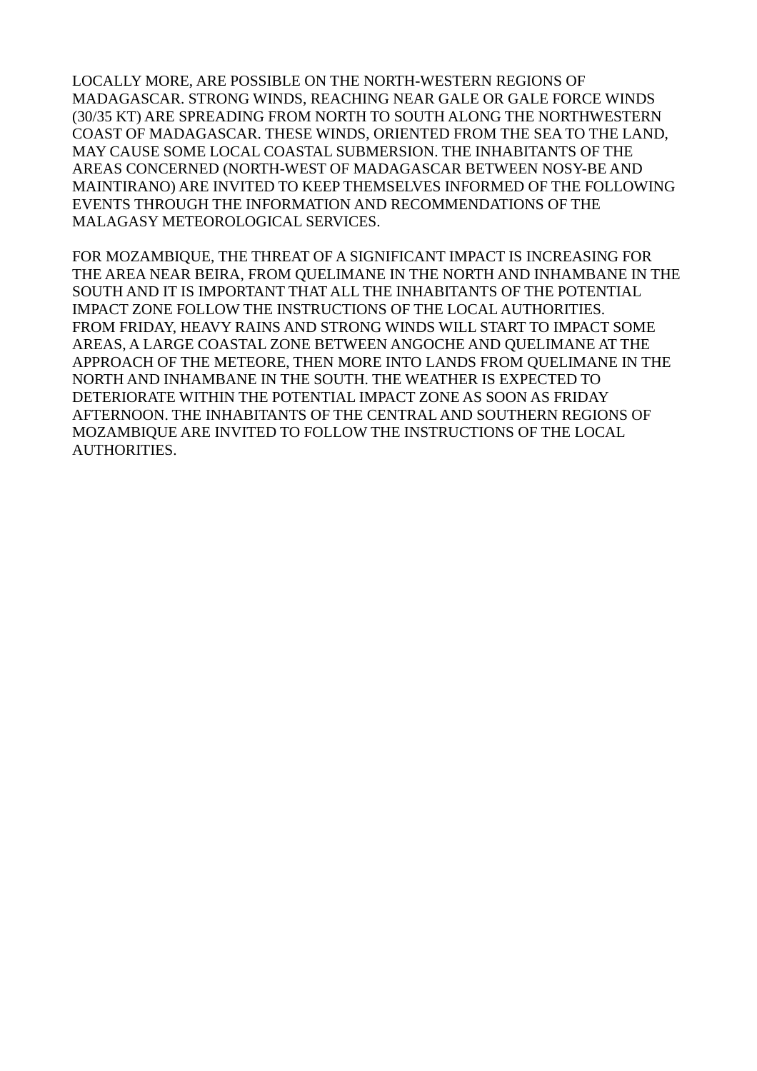LOCALLY MORE, ARE POSSIBLE ON THE NORTH-WESTERN REGIONS OF MADAGASCAR. STRONG WINDS, REACHING NEAR GALE OR GALE FORCE WINDS (30/35 KT) ARE SPREADING FROM NORTH TO SOUTH ALONG THE NORTHWESTERN COAST OF MADAGASCAR. THESE WINDS, ORIENTED FROM THE SEA TO THE LAND, MAY CAUSE SOME LOCAL COASTAL SUBMERSION. THE INHABITANTS OF THE AREAS CONCERNED (NORTH-WEST OF MADAGASCAR BETWEEN NOSY-BE AND MAINTIRANO) ARE INVITED TO KEEP THEMSELVES INFORMED OF THE FOLLOWING EVENTS THROUGH THE INFORMATION AND RECOMMENDATIONS OF THE MALAGASY METEOROLOGICAL SERVICES.

FOR MOZAMBIQUE, THE THREAT OF A SIGNIFICANT IMPACT IS INCREASING FOR THE AREA NEAR BEIRA, FROM QUELIMANE IN THE NORTH AND INHAMBANE IN THE SOUTH AND IT IS IMPORTANT THAT ALL THE INHABITANTS OF THE POTENTIAL IMPACT ZONE FOLLOW THE INSTRUCTIONS OF THE LOCAL AUTHORITIES.
FROM FRIDAY, HEAVY RAINS AND STRONG WINDS WILL START TO IMPACT SOME AREAS, A LARGE COASTAL ZONE BETWEEN ANGOCHE AND QUELIMANE AT THE APPROACH OF THE METEORE, THEN MORE INTO LANDS FROM QUELIMANE IN THE NORTH AND INHAMBANE IN THE SOUTH. THE WEATHER IS EXPECTED TO DETERIORATE WITHIN THE POTENTIAL IMPACT ZONE AS SOON AS FRIDAY AFTERNOON. THE INHABITANTS OF THE CENTRAL AND SOUTHERN REGIONS OF MOZAMBIQUE ARE INVITED TO FOLLOW THE INSTRUCTIONS OF THE LOCAL AUTHORITIES.